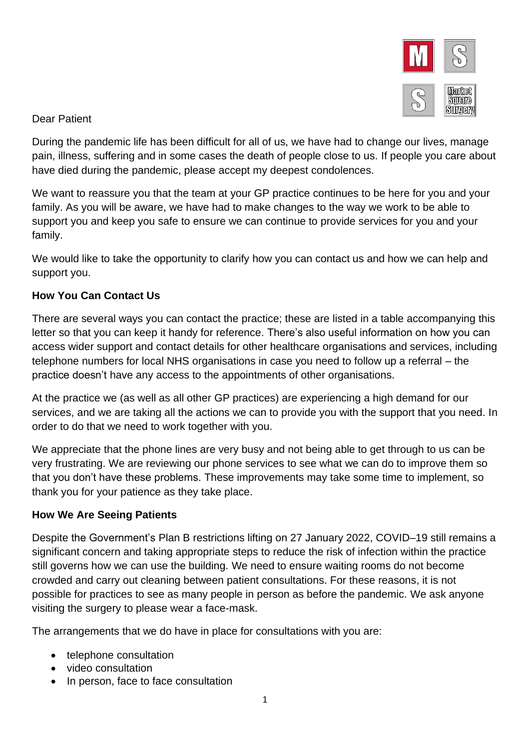Dear Patient

During the pandemic life has been difficult for all of us, we have had to change our lives, manage pain, illness, suffering and in some cases the death of people close to us. If people you care about have died during the pandemic, please accept my deepest condolences.

We want to reassure you that the team at your GP practice continues to be here for you and your family. As you will be aware, we have had to make changes to the way we work to be able to support you and keep you safe to ensure we can continue to provide services for you and your family.

We would like to take the opportunity to clarify how you can contact us and how we can help and support you.

**How You Can Contact Us**

There are several ways you can contact the practice; these are listed in a table accompanying this letter so that you can keep it handy for reference. There's also useful information on how you can access wider support and contact details for other healthcare organisations and services, including telephone numbers for local NHS organisations in case you need to follow up a referral – the practice doesn't have any access to the appointments of other organisations.

At the practice we (as well as all other GP practices) are experiencing a high demand for our services, and we are taking all the actions we can to provide you with the support that you need. In order to do that we need to work together with you.

We appreciate that the phone lines are very busy and not being able to get through to us can be very frustrating. We are reviewing our phone services to see what we can do to improve them so that you don't have these problems. These improvements may take some time to implement, so thank you for your patience as they take place.

**How We Are Seeing Patients**

Despite the Government's Plan B restrictions lifting on 27 January 2022, COVID–19 still remains a significant concern and taking appropriate steps to reduce the risk of infection within the practice still governs how we can use the building. We need to ensure waiting rooms do not become crowded and carry out cleaning between patient consultations. For these reasons, it is not possible for practices to see as many people in person as before the pandemic. We ask anyone visiting the surgery to please wear a face-mask.

The arrangements that we do have in place for consultations with you are:

- telephone consultation
- video consultation
- In person, face to face consultation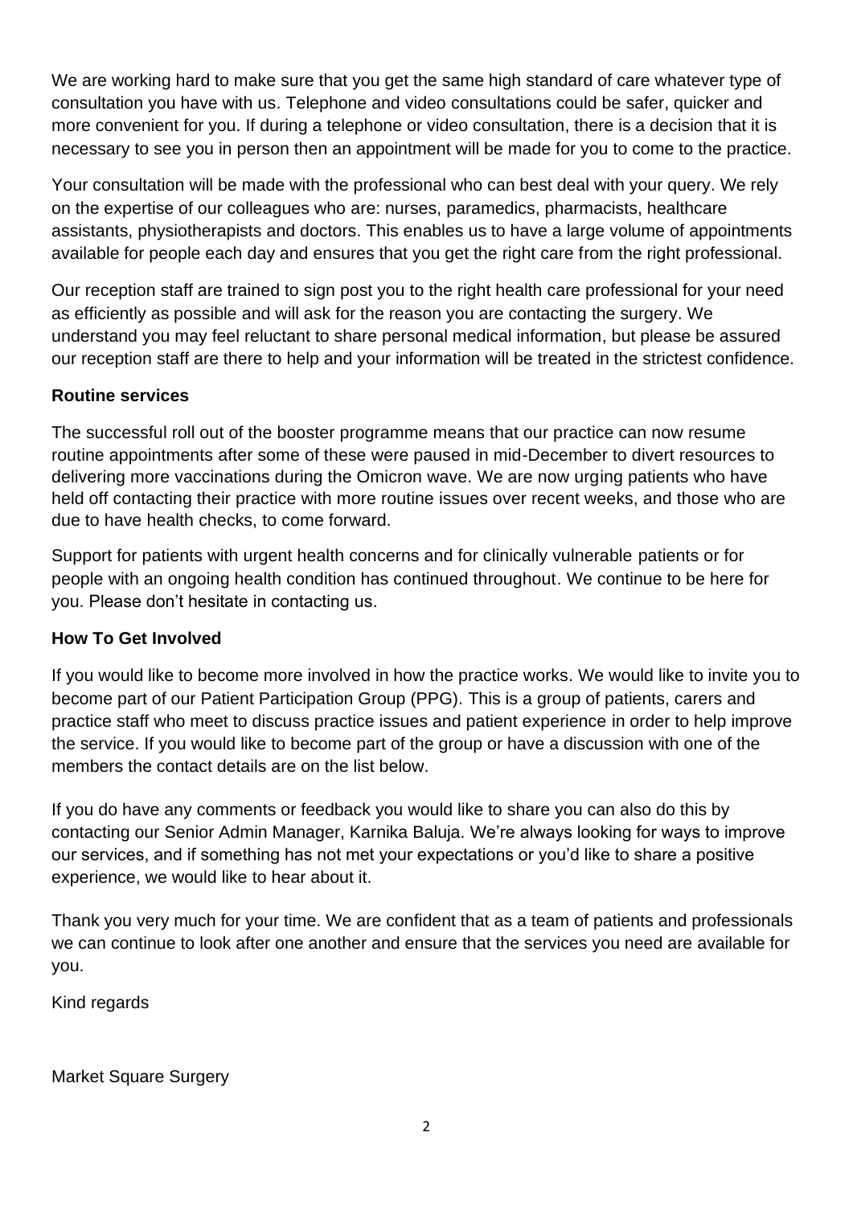We are working hard to make sure that you get the same high standard of care whatever type of consultation you have with us. Telephone and video consultations could be safer, quicker and more convenient for you. If during a telephone or video consultation, there is a decision that it is necessary to see you in person then an appointment will be made for you to come to the practice.

Your consultation will be made with the professional who can best deal with your query. We rely on the expertise of our colleagues who are: nurses, paramedics, pharmacists, healthcare assistants, physiotherapists and doctors. This enables us to have a large volume of appointments available for people each day and ensures that you get the right care from the right professional.

Our reception staff are trained to sign post you to the right health care professional for your need as efficiently as possible and will ask for the reason you are contacting the surgery. We understand you may feel reluctant to share personal medical information, but please be assured our reception staff are there to help and your information will be treated in the strictest confidence.

**Routine services**

The successful roll out of the booster programme means that our practice can now resume routine appointments after some of these were paused in mid-December to divert resources to delivering more vaccinations during the Omicron wave. We are now urging patients who have held off contacting their practice with more routine issues over recent weeks, and those who are due to have health checks, to come forward.

Support for patients with urgent health concerns and for clinically vulnerable patients or for people with an ongoing health condition has continued throughout. We continue to be here for you. Please don't hesitate in contacting us.

**How To Get Involved**

If you would like to become more involved in how the practice works. We would like to invite you to become part of our Patient Participation Group (PPG). This is a group of patients, carers and practice staff who meet to discuss practice issues and patient experience in order to help improve the service. If you would like to become part of the group or have a discussion with one of the members the contact details are on the list below.

If you do have any comments or feedback you would like to share you can also do this by contacting our Senior Admin Manager, Karnika Baluja. We're always looking for ways to improve our services, and if something has not met your expectations or you'd like to share a positive experience, we would like to hear about it.

Thank you very much for your time. We are confident that as a team of patients and professionals we can continue to look after one another and ensure that the services you need are available for you.

Kind regards

Market Square Surgery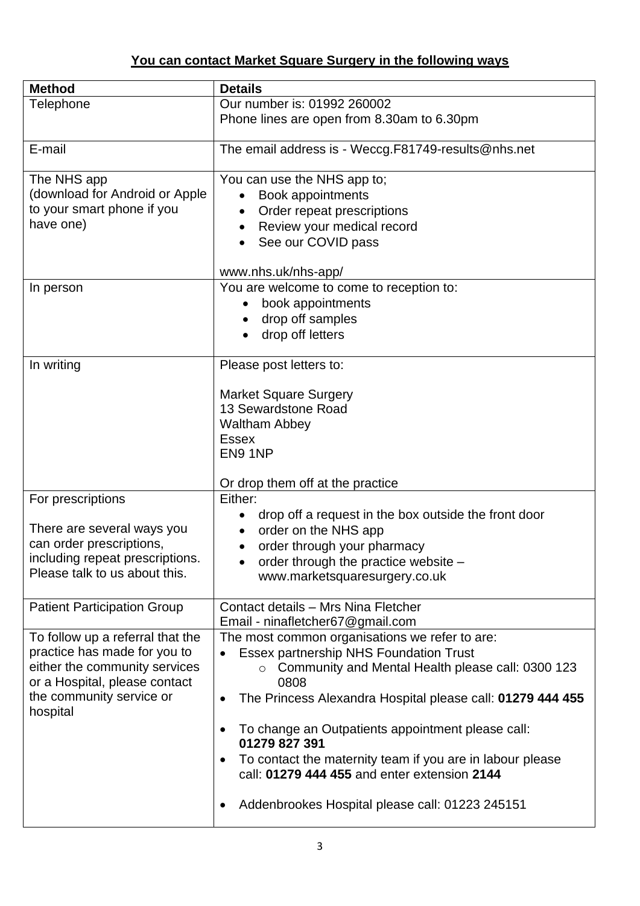**You can contact Market Square Surgery in the following ways**

| **Method** | **Details** |
|---|---|
| Telephone | Our number is: 01992 260002<br>Phone lines are open from 8.30am to 6.30pm |
| E-mail | The email address is - Weccg.F81749-results@nhs.net |
| The NHS app<br>(download for Android or Apple to your smart phone if you have one) | You can use the NHS app to;<br>• Book appointments<br>• Order repeat prescriptions<br>• Review your medical record<br>• See our COVID pass<br><br>www.nhs.uk/nhs-app/ |
| In person | You are welcome to come to reception to:<br>• book appointments<br>• drop off samples<br>• drop off letters |
| In writing | Please post letters to:<br><br>Market Square Surgery<br>13 Sewardstone Road<br>Waltham Abbey<br>Essex<br>EN9 1NP<br><br>Or drop them off at the practice |
| For prescriptions<br><br>There are several ways you can order prescriptions, including repeat prescriptions. Please talk to us about this. | Either:<br>• drop off a request in the box outside the front door<br>• order on the NHS app<br>• order through your pharmacy<br>• order through the practice website – www.marketsquaresurgery.co.uk |
| Patient Participation Group | Contact details – Mrs Nina Fletcher<br>Email - ninafletcher67@gmail.com |
| To follow up a referral that the practice has made for you to either the community services or a Hospital, please contact the community service or hospital | The most common organisations we refer to are:<br>• Essex partnership NHS Foundation Trust<br>  ○ Community and Mental Health please call: 0300 123 0808<br>• The Princess Alexandra Hospital please call: **01279 444 455**<br><br>• To change an Outpatients appointment please call: **01279 827 391**<br>• To contact the maternity team if you are in labour please call: **01279 444 455** and enter extension **2144**<br><br>• Addenbrookes Hospital please call: 01223 245151 |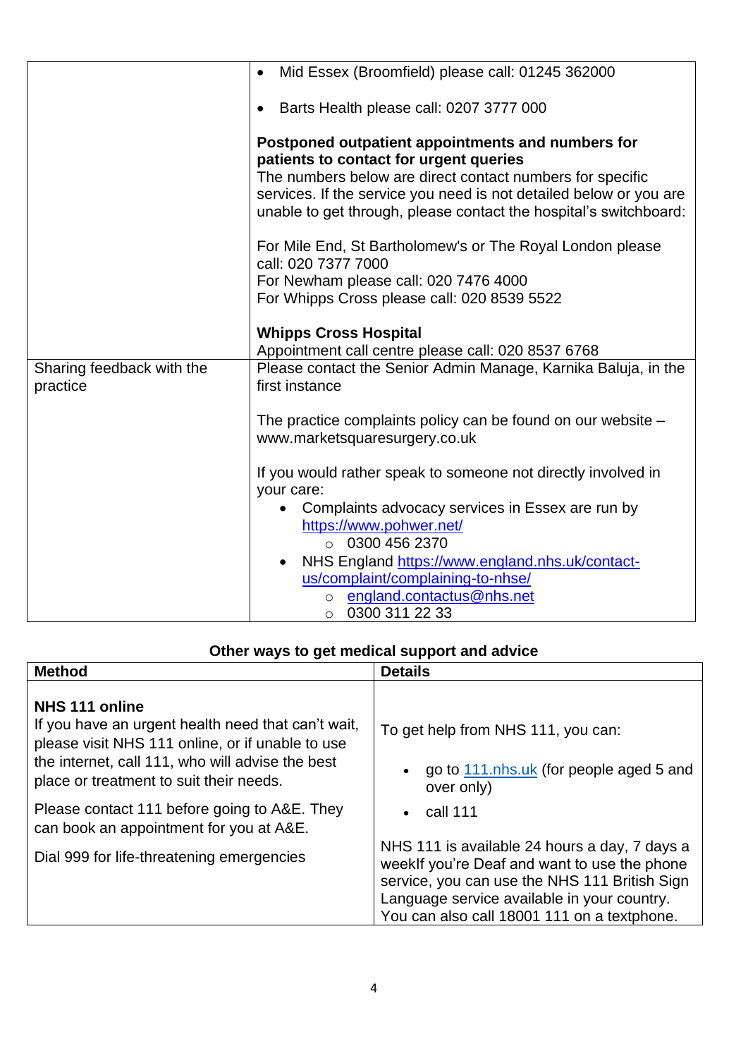| | |
|---|---|
| | • Mid Essex (Broomfield) please call: 01245 362000<br><br>• Barts Health please call: 0207 3777 000<br><br>**Postponed outpatient appointments and numbers for patients to contact for urgent queries**<br>The numbers below are direct contact numbers for specific services. If the service you need is not detailed below or you are unable to get through, please contact the hospital's switchboard:<br><br>For Mile End, St Bartholomew's or The Royal London please call: 020 7377 7000<br>For Newham please call: 020 7476 4000<br>For Whipps Cross please call: 020 8539 5522<br><br>**Whipps Cross Hospital**<br>Appointment call centre please call: 020 8537 6768 |
| Sharing feedback with the practice | Please contact the Senior Admin Manage, Karnika Baluja, in the first instance<br><br>The practice complaints policy can be found on our website – www.marketsquaresurgery.co.uk<br><br>If you would rather speak to someone not directly involved in your care:<br>• Complaints advocacy services in Essex are run by https://www.pohwer.net/<br>  ◦ 0300 456 2370<br>• NHS England https://www.england.nhs.uk/contact-us/complaint/complaining-to-nhse/<br>  ◦ england.contactus@nhs.net<br>  ◦ 0300 311 22 33 |

**Other ways to get medical support and advice**

| Method | Details |
|---|---|
| **NHS 111 online**<br>If you have an urgent health need that can't wait, please visit NHS 111 online, or if unable to use the internet, call 111, who will advise the best place or treatment to suit their needs.<br><br>Please contact 111 before going to A&E. They can book an appointment for you at A&E.<br><br>Dial 999 for life-threatening emergencies | To get help from NHS 111, you can:<br><br>• go to 111.nhs.uk (for people aged 5 and over only)<br>• call 111<br><br>NHS 111 is available 24 hours a day, 7 days a weekIf you're Deaf and want to use the phone service, you can use the NHS 111 British Sign Language service available in your country. You can also call 18001 111 on a textphone. |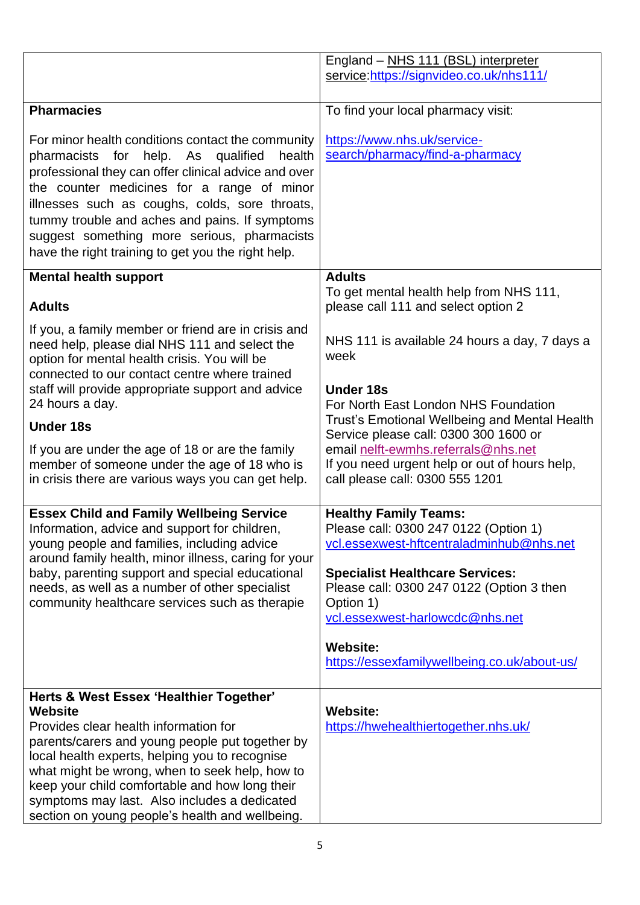| | |
|---|---|
| | England – NHS 111 (BSL) interpreter service:https://signvideo.co.uk/nhs111/ |
| **Pharmacies**<br><br>For minor health conditions contact the community pharmacists for help. As qualified health professional they can offer clinical advice and over the counter medicines for a range of minor illnesses such as coughs, colds, sore throats, tummy trouble and aches and pains. If symptoms suggest something more serious, pharmacists have the right training to get you the right help. | To find your local pharmacy visit:<br><br>https://www.nhs.uk/service-search/pharmacy/find-a-pharmacy |
| **Mental health support**<br><br>**Adults**<br><br>If you, a family member or friend are in crisis and need help, please dial NHS 111 and select the option for mental health crisis. You will be connected to our contact centre where trained staff will provide appropriate support and advice 24 hours a day.<br><br>**Under 18s**<br><br>If you are under the age of 18 or are the family member of someone under the age of 18 who is in crisis there are various ways you can get help. | **Adults**<br>To get mental health help from NHS 111, please call 111 and select option 2<br><br>NHS 111 is available 24 hours a day, 7 days a week<br><br>**Under 18s**<br>For North East London NHS Foundation Trust's Emotional Wellbeing and Mental Health Service please call: 0300 300 1600 or email nelft-ewmhs.referrals@nhs.net<br>If you need urgent help or out of hours help, call please call: 0300 555 1201 |
| **Essex Child and Family Wellbeing Service**<br>Information, advice and support for children, young people and families, including advice around family health, minor illness, caring for your baby, parenting support and special educational needs, as well as a number of other specialist community healthcare services such as therapie | **Healthy Family Teams:**<br>Please call: 0300 247 0122 (Option 1)<br>vcl.essexwest-hftcentraladminhub@nhs.net<br><br>**Specialist Healthcare Services:**<br>Please call: 0300 247 0122 (Option 3 then Option 1)<br>vcl.essexwest-harlowcdc@nhs.net<br><br>**Website:**<br>https://essexfamilywellbeing.co.uk/about-us/ |
| **Herts & West Essex 'Healthier Together' Website**<br>Provides clear health information for parents/carers and young people put together by local health experts, helping you to recognise what might be wrong, when to seek help, how to keep your child comfortable and how long their symptoms may last. Also includes a dedicated section on young people's health and wellbeing. | **Website:**<br>https://hwehealthiertogether.nhs.uk/ |